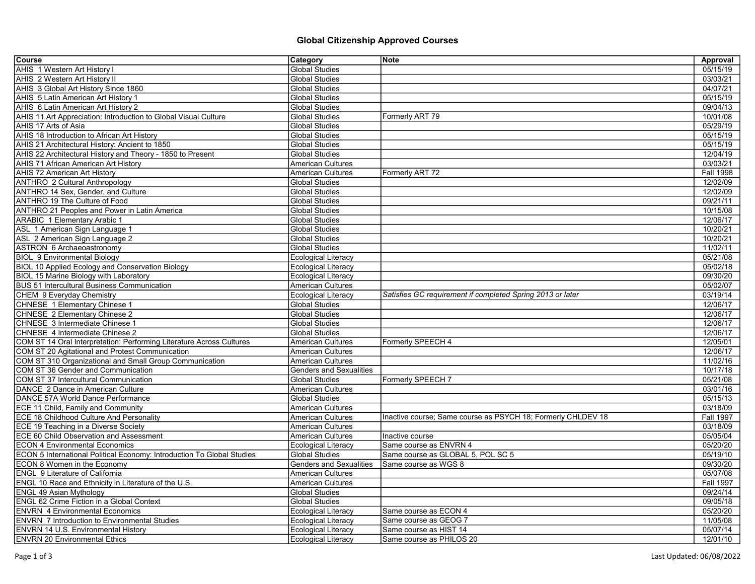# Global Citizenship Approved Courses

| Course | Category | Note | Approval |
|---|---|---|---|
| AHIS 1 Western Art History I | Global Studies | | 05/15/19 |
| AHIS 2 Western Art History II | Global Studies | | 03/03/21 |
| AHIS 3 Global Art History Since 1860 | Global Studies | | 04/07/21 |
| AHIS 5 Latin American Art History 1 | Global Studies | | 05/15/19 |
| AHIS 6 Latin American Art History 2 | Global Studies | | 09/04/13 |
| AHIS 11 Art Appreciation: Introduction to Global Visual Culture | Global Studies | Formerly ART 79 | 10/01/08 |
| AHIS 17 Arts of Asia | Global Studies | | 05/29/19 |
| AHIS 18 Introduction to African Art History | Global Studies | | 05/15/19 |
| AHIS 21 Architectural History: Ancient to 1850 | Global Studies | | 05/15/19 |
| AHIS 22 Architectural History and Theory - 1850 to Present | Global Studies | | 12/04/19 |
| AHIS 71 African American Art History | American Cultures | | 03/03/21 |
| AHIS 72 American Art History | American Cultures | Formerly ART 72 | Fall 1998 |
| ANTHRO 2 Cultural Anthropology | Global Studies | | 12/02/09 |
| ANTHRO 14 Sex, Gender, and Culture | Global Studies | | 12/02/09 |
| ANTHRO 19 The Culture of Food | Global Studies | | 09/21/11 |
| ANTHRO 21 Peoples and Power in Latin America | Global Studies | | 10/15/08 |
| ARABIC 1 Elementary Arabic 1 | Global Studies | | 12/06/17 |
| ASL 1 American Sign Language 1 | Global Studies | | 10/20/21 |
| ASL 2 American Sign Language 2 | Global Studies | | 10/20/21 |
| ASTRON 6 Archaeoastronomy | Global Studies | | 11/02/11 |
| BIOL 9 Environmental Biology | Ecological Literacy | | 05/21/08 |
| BIOL 10 Applied Ecology and Conservation Biology | Ecological Literacy | | 05/02/18 |
| BIOL 15 Marine Biology with Laboratory | Ecological Literacy | | 09/30/20 |
| BUS 51 Intercultural Business Communication | American Cultures | | 05/02/07 |
| CHEM 9 Everyday Chemistry | Ecological Literacy | *Satisfies GC requirement if completed Spring 2013 or later* | 03/19/14 |
| CHNESE 1 Elementary Chinese 1 | Global Studies | | 12/06/17 |
| CHNESE 2 Elementary Chinese 2 | Global Studies | | 12/06/17 |
| CHNESE 3 Intermediate Chinese 1 | Global Studies | | 12/06/17 |
| CHNESE 4 Intermediate Chinese 2 | Global Studies | | 12/06/17 |
| COM ST 14 Oral Interpretation: Performing Literature Across Cultures | American Cultures | Formerly SPEECH 4 | 12/05/01 |
| COM ST 20 Agitational and Protest Communication | American Cultures | | 12/06/17 |
| COM ST 310 Organizational and Small Group Communication | American Cultures | | 11/02/16 |
| COM ST 36 Gender and Communication | Genders and Sexualities | | 10/17/18 |
| COM ST 37 Intercultural Communication | Global Studies | Formerly SPEECH 7 | 05/21/08 |
| DANCE 2 Dance in American Culture | American Cultures | | 03/01/16 |
| DANCE 57A World Dance Performance | Global Studies | | 05/15/13 |
| ECE 11 Child, Family and Community | American Cultures | | 03/18/09 |
| ECE 18 Childhood Culture And Personality | American Cultures | Inactive course; Same course as PSYCH 18; Formerly CHLDEV 18 | Fall 1997 |
| ECE 19 Teaching in a Diverse Society | American Cultures | | 03/18/09 |
| ECE 60 Child Observation and Assessment | American Cultures | Inactive course | 05/05/04 |
| ECON 4 Environmental Economics | Ecological Literacy | Same course as ENVRN 4 | 05/20/20 |
| ECON 5 International Political Economy: Introduction To Global Studies | Global Studies | Same course as GLOBAL 5, POL SC 5 | 05/19/10 |
| ECON 8 Women in the Economy | Genders and Sexualities | Same course as WGS 8 | 09/30/20 |
| ENGL 9 Literature of California | American Cultures | | 05/07/08 |
| ENGL 10 Race and Ethnicity in Literature of the U.S. | American Cultures | | Fall 1997 |
| ENGL 49 Asian Mythology | Global Studies | | 09/24/14 |
| ENGL 62 Crime Fiction in a Global Context | Global Studies | | 09/05/18 |
| ENVRN 4 Environmental Economics | Ecological Literacy | Same course as ECON 4 | 05/20/20 |
| ENVRN 7 Introduction to Environmental Studies | Ecological Literacy | Same course as GEOG 7 | 11/05/08 |
| ENVRN 14 U.S. Environmental History | Ecological Literacy | Same course as HIST 14 | 05/07/14 |
| ENVRN 20 Environmental Ethics | Ecological Literacy | Same course as PHILOS 20 | 12/01/10 |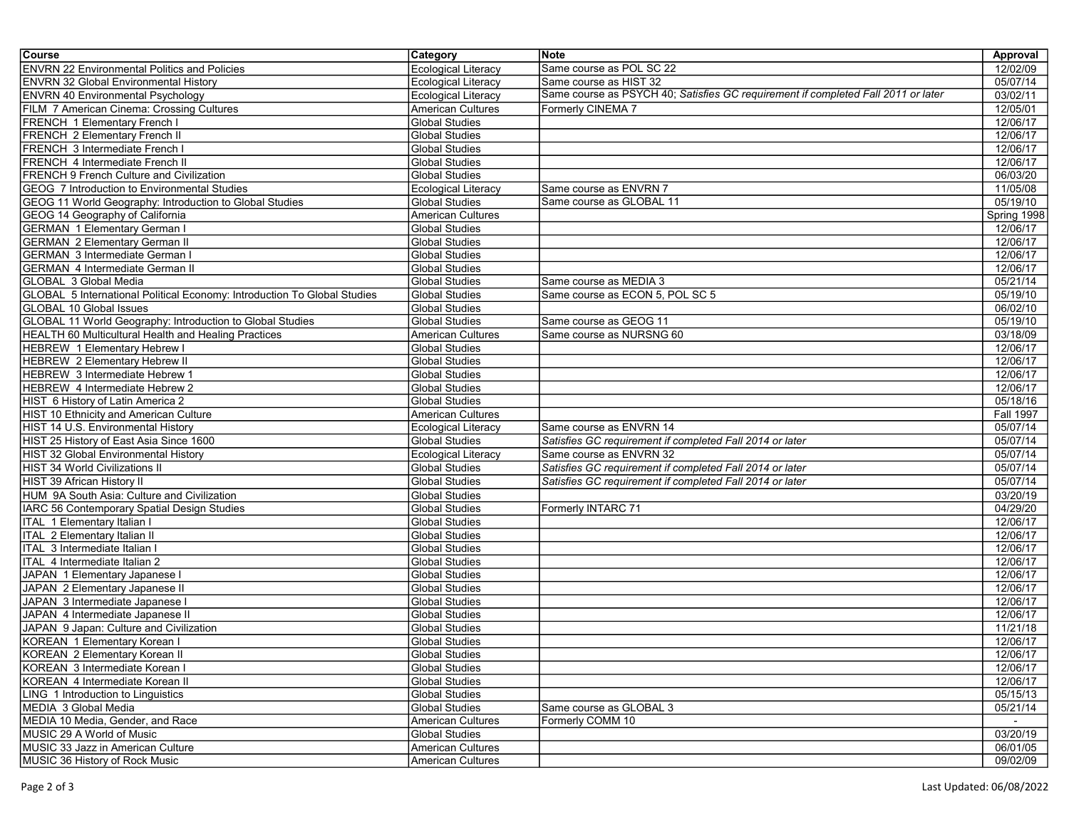| Course | Category | Note | Approval |
| --- | --- | --- | --- |
| ENVRN 22 Environmental Politics and Policies | Ecological Literacy | Same course as POL SC 22 | 12/02/09 |
| ENVRN 32 Global Environmental History | Ecological Literacy | Same course as HIST 32 | 05/07/14 |
| ENVRN 40 Environmental Psychology | Ecological Literacy | Same course as PSYCH 40; *Satisfies GC requirement if completed Fall 2011 or later* | 03/02/11 |
| FILM 7 American Cinema: Crossing Cultures | American Cultures | Formerly CINEMA 7 | 12/05/01 |
| FRENCH 1 Elementary French I | Global Studies | | 12/06/17 |
| FRENCH 2 Elementary French II | Global Studies | | 12/06/17 |
| FRENCH 3 Intermediate French I | Global Studies | | 12/06/17 |
| FRENCH 4 Intermediate French II | Global Studies | | 12/06/17 |
| FRENCH 9 French Culture and Civilization | Global Studies | | 06/03/20 |
| GEOG 7 Introduction to Environmental Studies | Ecological Literacy | Same course as ENVRN 7 | 11/05/08 |
| GEOG 11 World Geography: Introduction to Global Studies | Global Studies | Same course as GLOBAL 11 | 05/19/10 |
| GEOG 14 Geography of California | American Cultures | | Spring 1998 |
| GERMAN 1 Elementary German I | Global Studies | | 12/06/17 |
| GERMAN 2 Elementary German II | Global Studies | | 12/06/17 |
| GERMAN 3 Intermediate German I | Global Studies | | 12/06/17 |
| GERMAN 4 Intermediate German II | Global Studies | | 12/06/17 |
| GLOBAL 3 Global Media | Global Studies | Same course as MEDIA 3 | 05/21/14 |
| GLOBAL 5 International Political Economy: Introduction To Global Studies | Global Studies | Same course as ECON 5, POL SC 5 | 05/19/10 |
| GLOBAL 10 Global Issues | Global Studies | | 06/02/10 |
| GLOBAL 11 World Geography: Introduction to Global Studies | Global Studies | Same course as GEOG 11 | 05/19/10 |
| HEALTH 60 Multicultural Health and Healing Practices | American Cultures | Same course as NURSNG 60 | 03/18/09 |
| HEBREW 1 Elementary Hebrew I | Global Studies | | 12/06/17 |
| HEBREW 2 Elementary Hebrew II | Global Studies | | 12/06/17 |
| HEBREW 3 Intermediate Hebrew 1 | Global Studies | | 12/06/17 |
| HEBREW 4 Intermediate Hebrew 2 | Global Studies | | 12/06/17 |
| HIST 6 History of Latin America 2 | Global Studies | | 05/18/16 |
| HIST 10 Ethnicity and American Culture | American Cultures | | Fall 1997 |
| HIST 14 U.S. Environmental History | Ecological Literacy | Same course as ENVRN 14 | 05/07/14 |
| HIST 25 History of East Asia Since 1600 | Global Studies | *Satisfies GC requirement if completed Fall 2014 or later* | 05/07/14 |
| HIST 32 Global Environmental History | Ecological Literacy | Same course as ENVRN 32 | 05/07/14 |
| HIST 34 World Civilizations II | Global Studies | *Satisfies GC requirement if completed Fall 2014 or later* | 05/07/14 |
| HIST 39 African History II | Global Studies | *Satisfies GC requirement if completed Fall 2014 or later* | 05/07/14 |
| HUM 9A South Asia: Culture and Civilization | Global Studies | | 03/20/19 |
| IARC 56 Contemporary Spatial Design Studies | Global Studies | Formerly INTARC 71 | 04/29/20 |
| ITAL 1 Elementary Italian I | Global Studies | | 12/06/17 |
| ITAL 2 Elementary Italian II | Global Studies | | 12/06/17 |
| ITAL 3 Intermediate Italian I | Global Studies | | 12/06/17 |
| ITAL 4 Intermediate Italian 2 | Global Studies | | 12/06/17 |
| JAPAN 1 Elementary Japanese I | Global Studies | | 12/06/17 |
| JAPAN 2 Elementary Japanese II | Global Studies | | 12/06/17 |
| JAPAN 3 Intermediate Japanese I | Global Studies | | 12/06/17 |
| JAPAN 4 Intermediate Japanese II | Global Studies | | 12/06/17 |
| JAPAN 9 Japan: Culture and Civilization | Global Studies | | 11/21/18 |
| KOREAN 1 Elementary Korean I | Global Studies | | 12/06/17 |
| KOREAN 2 Elementary Korean II | Global Studies | | 12/06/17 |
| KOREAN 3 Intermediate Korean I | Global Studies | | 12/06/17 |
| KOREAN 4 Intermediate Korean II | Global Studies | | 12/06/17 |
| LING 1 Introduction to Linguistics | Global Studies | | 05/15/13 |
| MEDIA 3 Global Media | Global Studies | Same course as GLOBAL 3 | 05/21/14 |
| MEDIA 10 Media, Gender, and Race | American Cultures | Formerly COMM 10 | - |
| MUSIC 29 A World of Music | Global Studies | | 03/20/19 |
| MUSIC 33 Jazz in American Culture | American Cultures | | 06/01/05 |
| MUSIC 36 History of Rock Music | American Cultures | | 09/02/09 |

Last Updated: 06/08/2022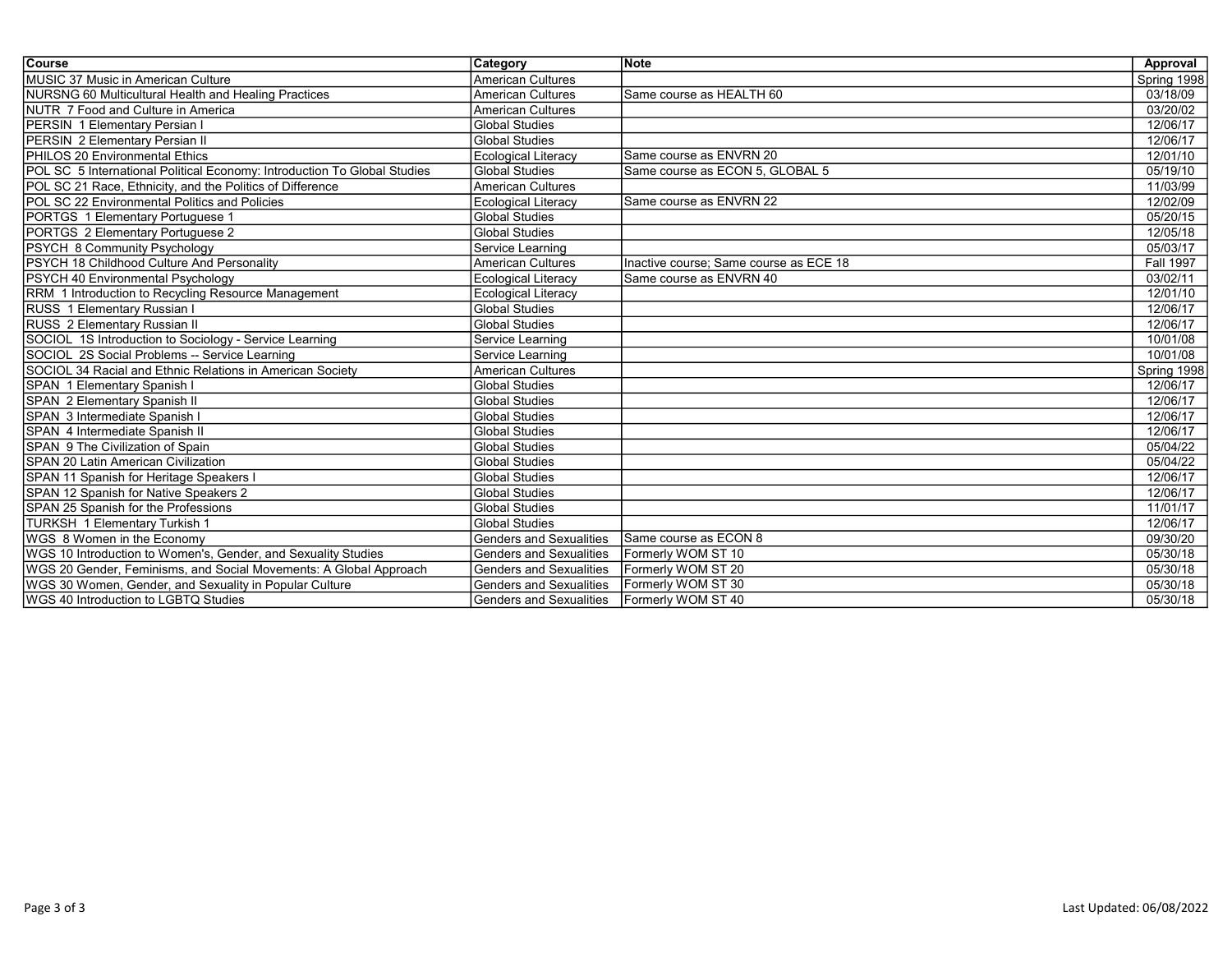| Course | Category | Note | Approval |
|---|---|---|---|
| MUSIC 37 Music in American Culture | American Cultures | | Spring 1998 |
| NURSNG 60 Multicultural Health and Healing Practices | American Cultures | Same course as HEALTH 60 | 03/18/09 |
| NUTR 7 Food and Culture in America | American Cultures | | 03/20/02 |
| PERSIN 1 Elementary Persian I | Global Studies | | 12/06/17 |
| PERSIN 2 Elementary Persian II | Global Studies | | 12/06/17 |
| PHILOS 20 Environmental Ethics | Ecological Literacy | Same course as ENVRN 20 | 12/01/10 |
| POL SC 5 International Political Economy: Introduction To Global Studies | Global Studies | Same course as ECON 5, GLOBAL 5 | 05/19/10 |
| POL SC 21 Race, Ethnicity, and the Politics of Difference | American Cultures | | 11/03/99 |
| POL SC 22 Environmental Politics and Policies | Ecological Literacy | Same course as ENVRN 22 | 12/02/09 |
| PORTGS 1 Elementary Portuguese 1 | Global Studies | | 05/20/15 |
| PORTGS 2 Elementary Portuguese 2 | Global Studies | | 12/05/18 |
| PSYCH 8 Community Psychology | Service Learning | | 05/03/17 |
| PSYCH 18 Childhood Culture And Personality | American Cultures | Inactive course; Same course as ECE 18 | Fall 1997 |
| PSYCH 40 Environmental Psychology | Ecological Literacy | Same course as ENVRN 40 | 03/02/11 |
| RRM 1 Introduction to Recycling Resource Management | Ecological Literacy | | 12/01/10 |
| RUSS 1 Elementary Russian I | Global Studies | | 12/06/17 |
| RUSS 2 Elementary Russian II | Global Studies | | 12/06/17 |
| SOCIOL 1S Introduction to Sociology - Service Learning | Service Learning | | 10/01/08 |
| SOCIOL 2S Social Problems -- Service Learning | Service Learning | | 10/01/08 |
| SOCIOL 34 Racial and Ethnic Relations in American Society | American Cultures | | Spring 1998 |
| SPAN 1 Elementary Spanish I | Global Studies | | 12/06/17 |
| SPAN 2 Elementary Spanish II | Global Studies | | 12/06/17 |
| SPAN 3 Intermediate Spanish I | Global Studies | | 12/06/17 |
| SPAN 4 Intermediate Spanish II | Global Studies | | 12/06/17 |
| SPAN 9 The Civilization of Spain | Global Studies | | 05/04/22 |
| SPAN 20 Latin American Civilization | Global Studies | | 05/04/22 |
| SPAN 11 Spanish for Heritage Speakers I | Global Studies | | 12/06/17 |
| SPAN 12 Spanish for Native Speakers 2 | Global Studies | | 12/06/17 |
| SPAN 25 Spanish for the Professions | Global Studies | | 11/01/17 |
| TURKSH 1 Elementary Turkish 1 | Global Studies | | 12/06/17 |
| WGS 8 Women in the Economy | Genders and Sexualities | Same course as ECON 8 | 09/30/20 |
| WGS 10 Introduction to Women's, Gender, and Sexuality Studies | Genders and Sexualities | Formerly WOM ST 10 | 05/30/18 |
| WGS 20 Gender, Feminisms, and Social Movements: A Global Approach | Genders and Sexualities | Formerly WOM ST 20 | 05/30/18 |
| WGS 30 Women, Gender, and Sexuality in Popular Culture | Genders and Sexualities | Formerly WOM ST 30 | 05/30/18 |
| WGS 40 Introduction to LGBTQ Studies | Genders and Sexualities | Formerly WOM ST 40 | 05/30/18 |

Last Updated: 06/08/2022